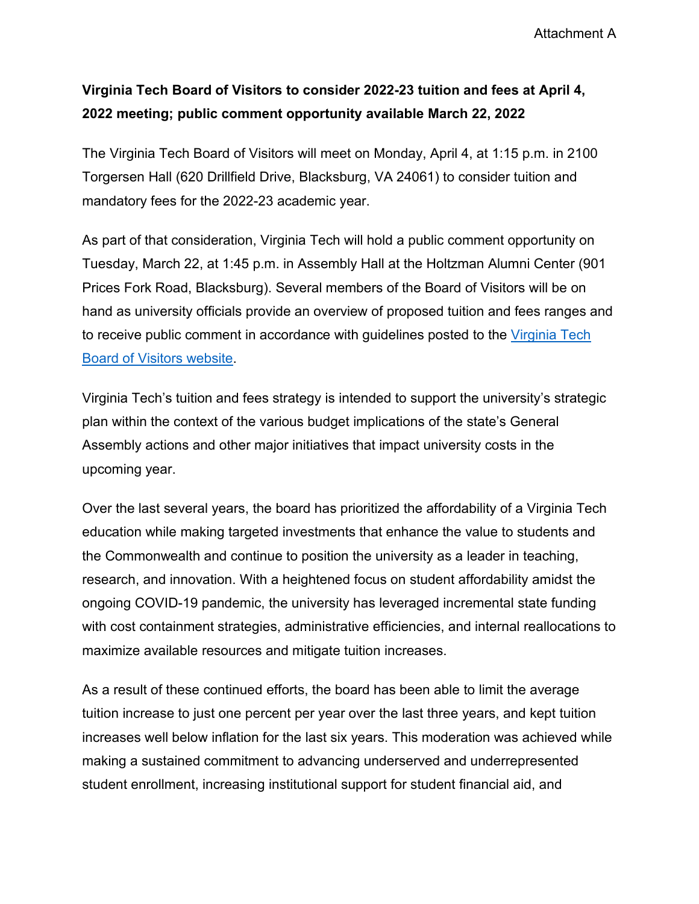Attachment A

**Virginia Tech Board of Visitors to consider 2022-23 tuition and fees at April 4, 2022 meeting; public comment opportunity available March 22, 2022**

The Virginia Tech Board of Visitors will meet on Monday, April 4, at 1:15 p.m. in 2100 Torgersen Hall (620 Drillfield Drive, Blacksburg, VA 24061) to consider tuition and mandatory fees for the 2022-23 academic year.

As part of that consideration, Virginia Tech will hold a public comment opportunity on Tuesday, March 22, at 1:45 p.m. in Assembly Hall at the Holtzman Alumni Center (901 Prices Fork Road, Blacksburg). Several members of the Board of Visitors will be on hand as university officials provide an overview of proposed tuition and fees ranges and to receive public comment in accordance with guidelines posted to the Virginia Tech Board of Visitors website.

Virginia Tech's tuition and fees strategy is intended to support the university's strategic plan within the context of the various budget implications of the state's General Assembly actions and other major initiatives that impact university costs in the upcoming year.

Over the last several years, the board has prioritized the affordability of a Virginia Tech education while making targeted investments that enhance the value to students and the Commonwealth and continue to position the university as a leader in teaching, research, and innovation. With a heightened focus on student affordability amidst the ongoing COVID-19 pandemic, the university has leveraged incremental state funding with cost containment strategies, administrative efficiencies, and internal reallocations to maximize available resources and mitigate tuition increases.

As a result of these continued efforts, the board has been able to limit the average tuition increase to just one percent per year over the last three years, and kept tuition increases well below inflation for the last six years. This moderation was achieved while making a sustained commitment to advancing underserved and underrepresented student enrollment, increasing institutional support for student financial aid, and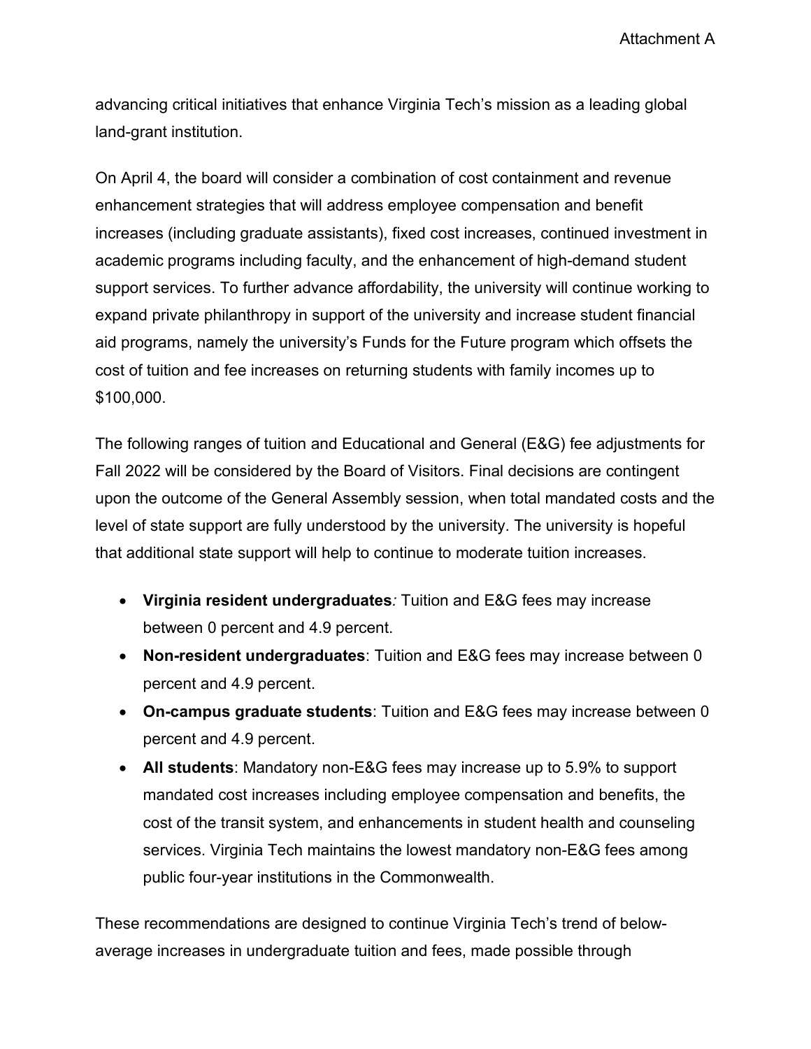advancing critical initiatives that enhance Virginia Tech's mission as a leading global land-grant institution.

On April 4, the board will consider a combination of cost containment and revenue enhancement strategies that will address employee compensation and benefit increases (including graduate assistants), fixed cost increases, continued investment in academic programs including faculty, and the enhancement of high-demand student support services. To further advance affordability, the university will continue working to expand private philanthropy in support of the university and increase student financial aid programs, namely the university's Funds for the Future program which offsets the cost of tuition and fee increases on returning students with family incomes up to $100,000.

The following ranges of tuition and Educational and General (E&G) fee adjustments for Fall 2022 will be considered by the Board of Visitors. Final decisions are contingent upon the outcome of the General Assembly session, when total mandated costs and the level of state support are fully understood by the university. The university is hopeful that additional state support will help to continue to moderate tuition increases.

- **Virginia resident undergraduates***:* Tuition and E&G fees may increase between 0 percent and 4.9 percent.
- **Non-resident undergraduates**: Tuition and E&G fees may increase between 0 percent and 4.9 percent.
- **On-campus graduate students**: Tuition and E&G fees may increase between 0 percent and 4.9 percent.
- **All students**: Mandatory non-E&G fees may increase up to 5.9% to support mandated cost increases including employee compensation and benefits, the cost of the transit system, and enhancements in student health and counseling services. Virginia Tech maintains the lowest mandatory non-E&G fees among public four-year institutions in the Commonwealth.

These recommendations are designed to continue Virginia Tech's trend of below-average increases in undergraduate tuition and fees, made possible through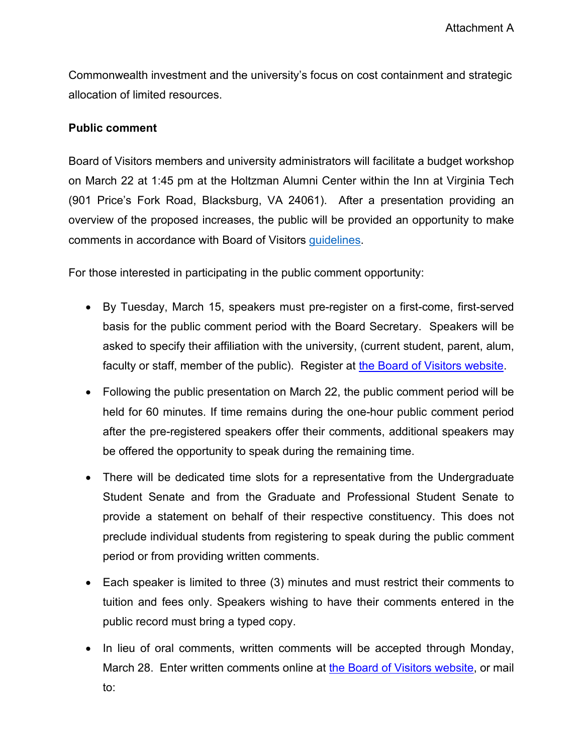Commonwealth investment and the university's focus on cost containment and strategic allocation of limited resources.

**Public comment**

Board of Visitors members and university administrators will facilitate a budget workshop on March 22 at 1:45 pm at the Holtzman Alumni Center within the Inn at Virginia Tech (901 Price's Fork Road, Blacksburg, VA 24061). After a presentation providing an overview of the proposed increases, the public will be provided an opportunity to make comments in accordance with Board of Visitors [guidelines](#).

For those interested in participating in the public comment opportunity:

- By Tuesday, March 15, speakers must pre-register on a first-come, first-served basis for the public comment period with the Board Secretary. Speakers will be asked to specify their affiliation with the university, (current student, parent, alum, faculty or staff, member of the public). Register at [the Board of Visitors website](#).
- Following the public presentation on March 22, the public comment period will be held for 60 minutes. If time remains during the one-hour public comment period after the pre-registered speakers offer their comments, additional speakers may be offered the opportunity to speak during the remaining time.
- There will be dedicated time slots for a representative from the Undergraduate Student Senate and from the Graduate and Professional Student Senate to provide a statement on behalf of their respective constituency. This does not preclude individual students from registering to speak during the public comment period or from providing written comments.
- Each speaker is limited to three (3) minutes and must restrict their comments to tuition and fees only. Speakers wishing to have their comments entered in the public record must bring a typed copy.
- In lieu of oral comments, written comments will be accepted through Monday, March 28. Enter written comments online at [the Board of Visitors website](#), or mail to: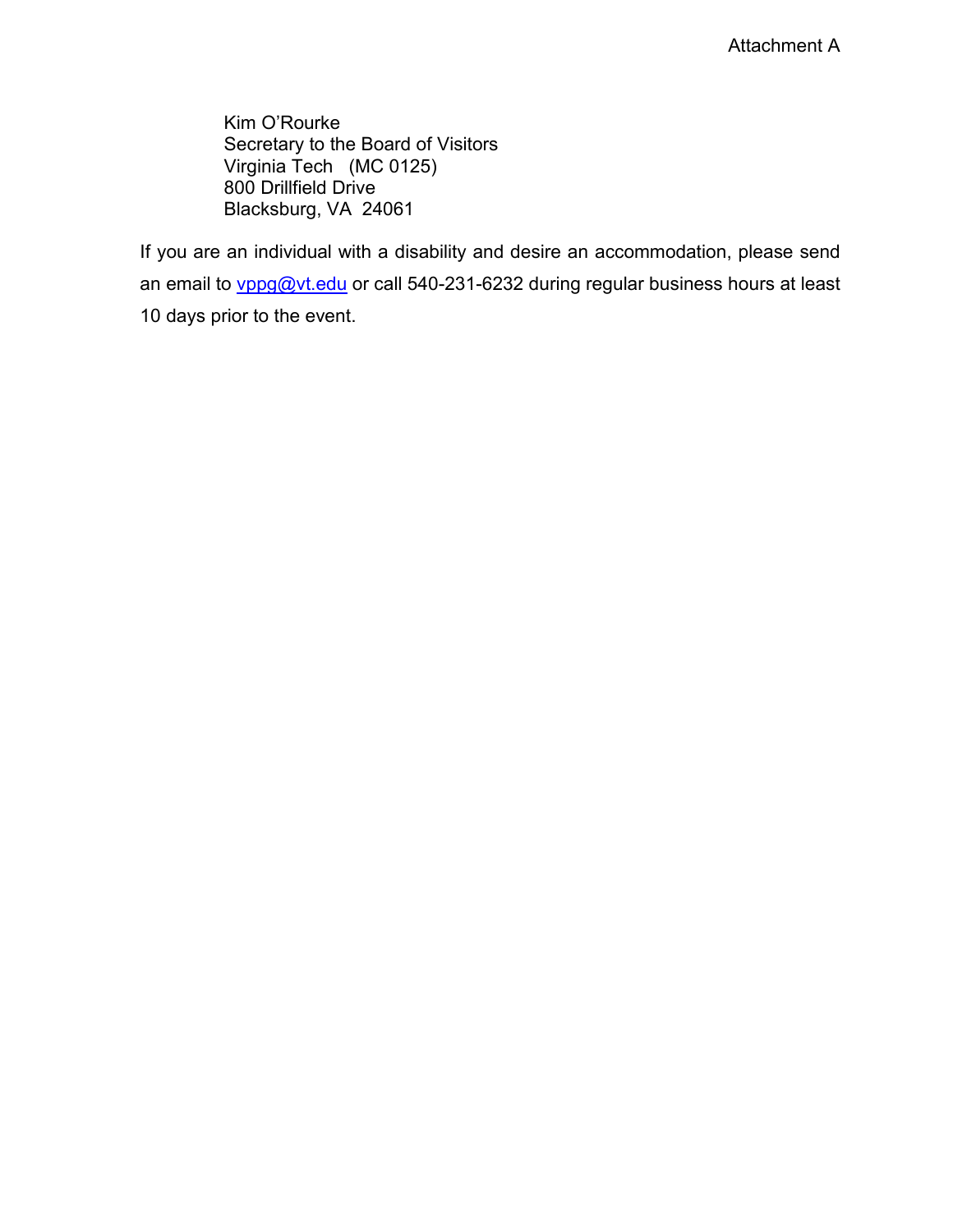Attachment A

Kim O'Rourke
Secretary to the Board of Visitors
Virginia Tech (MC 0125)
800 Drillfield Drive
Blacksburg, VA 24061

If you are an individual with a disability and desire an accommodation, please send an email to [vppg@vt.edu](mailto:vppg@vt.edu) or call 540-231-6232 during regular business hours at least 10 days prior to the event.